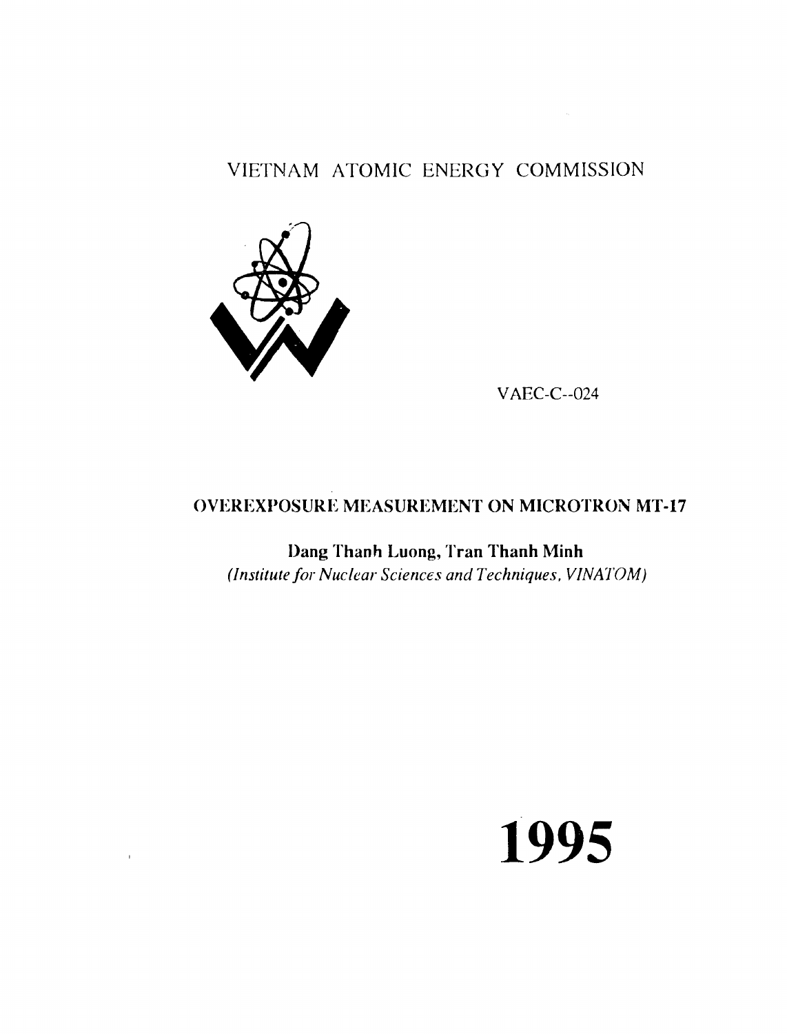VIETNAM ATOMIC ENERGY COMMISSION

VAEC-C--024

# OVEREXPOSURE MEASUREMENT ON MICROTRON MT-17

**Dang Thanh Luong, Tran Thanh Minh**

*(Institute for Nuclear Sciences and Techniques, VINATOM)*

# 1995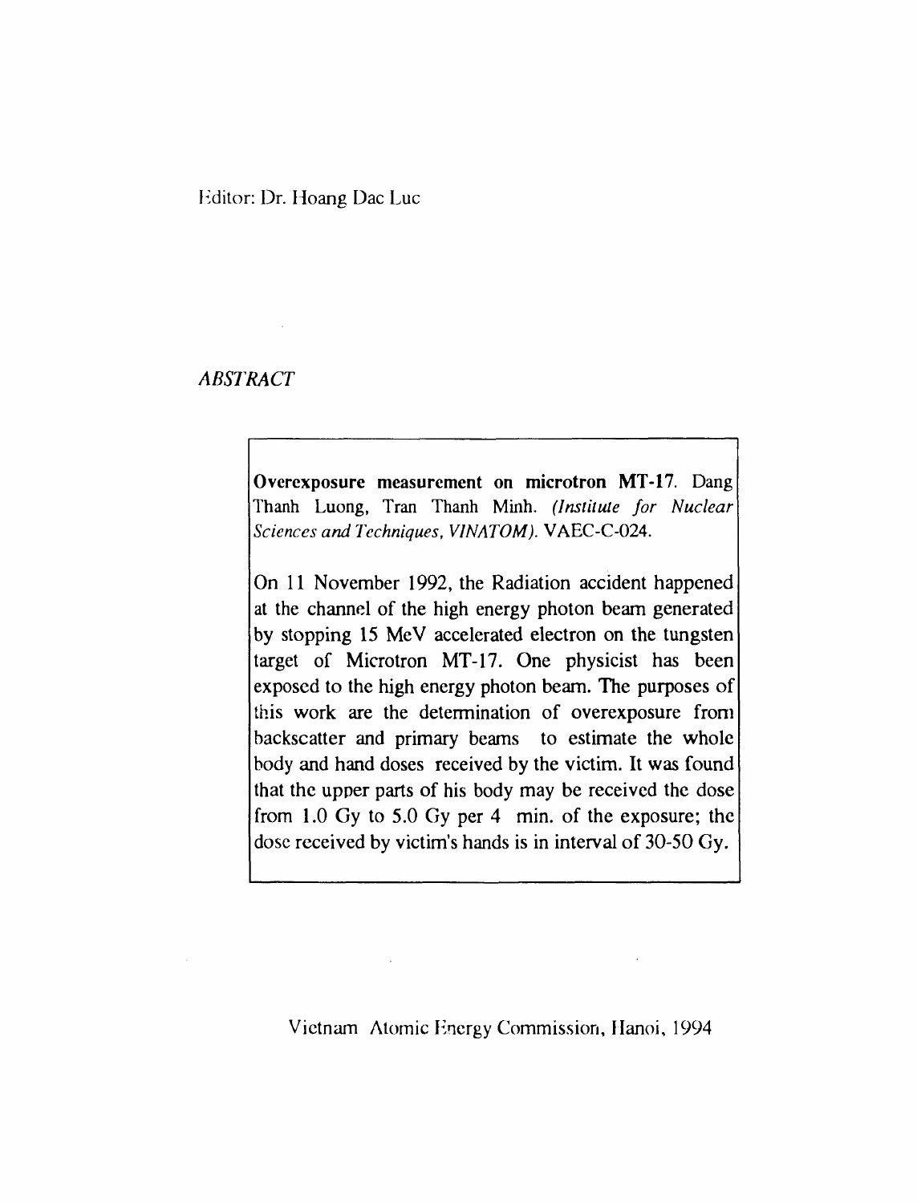Editor: Dr. Hoang Dac Luc

*ABSTRACT*

**Overexposure measurement on microtron MT-17**. Dang Thanh Luong, Tran Thanh Minh. *(Institute for Nuclear Sciences and Techniques, VINATOM)*. VAEC-C-024.

On 11 November 1992, the Radiation accident happened at the channel of the high energy photon beam generated by stopping 15 MeV accelerated electron on the tungsten target of Microtron MT-17. One physicist has been exposed to the high energy photon beam. The purposes of this work are the determination of overexposure from backscatter and primary beams to estimate the whole body and hand doses received by the victim. It was found that the upper parts of his body may be received the dose from 1.0 Gy to 5.0 Gy per 4 min. of the exposure; the dose received by victim's hands is in interval of 30-50 Gy.

Vietnam Atomic Energy Commission, Hanoi, 1994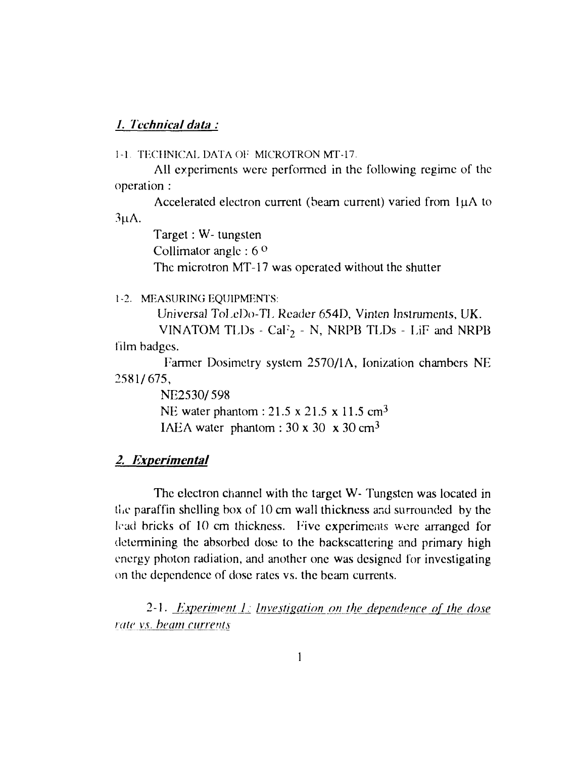## *1. Technical data :*

1-1. TECHNICAL DATA OF MICROTRON MT-17.

All experiments were performed in the following regime of the operation :

Accelerated electron current (beam current) varied from 1μA to 3μA.

Target : W- tungsten

Collimator angle : 6 $^{o}$

The microtron MT-17 was operated without the shutter

1-2. MEASURING EQUIPMENTS:

Universal ToLeDo-TL Reader 654D, Vinten Instruments, UK.

VINATOM TLDs - $CaF_2$ - N, NRPB TLDs - LiF and NRPB film badges.

Farmer Dosimetry system 2570/1A, Ionization chambers NE 2581/675,

NE2530/598

NE water phantom : 21.5 x 21.5 x 11.5 $cm^3$

IAEA water phantom : 30 x 30 x 30 $cm^3$

## *2. Experimental*

The electron channel with the target W- Tungsten was located in the paraffin shelling box of 10 cm wall thickness and surrounded by the lead bricks of 10 cm thickness. Five experiments were arranged for determining the absorbed dose to the backscattering and primary high energy photon radiation, and another one was designed for investigating on the dependence of dose rates vs. the beam currents.

2-1. *Experiment 1: Investigation on the dependence of the dose rate vs. beam currents*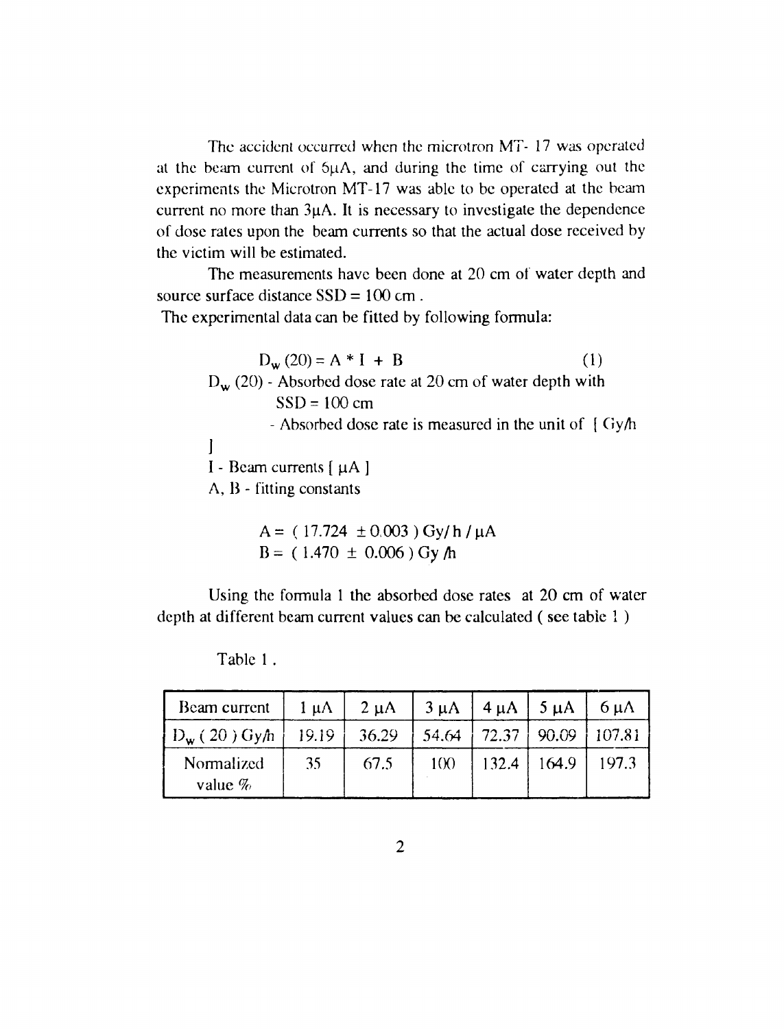The accident occurred when the microtron MT- 17 was operated at the beam current of 5μA, and during the time of carrying out the experiments the Microtron MT-17 was able to be operated at the beam current no more than 3μA. It is necessary to investigate the dependence of dose rates upon the beam currents so that the actual dose received by the victim will be estimated.

The measurements have been done at 20 cm of water depth and source surface distance SSD = 100 cm .

The experimental data can be fitted by following formula:

$$D_w(20) = A * I + B \qquad (1)$$

$D_w(20)$ - Absorbed dose rate at 20 cm of water depth with SSD = 100 cm

- Absorbed dose rate is measured in the unit of [ Gy/h ]

I - Beam currents [ μA ]

A, B - fitting constants

$$A = ( 17.724 \pm 0.003 ) \text{ Gy/h} / \mu\text{A}$$
$$B = ( 1.470 \pm 0.006 ) \text{ Gy/h}$$

Using the formula 1 the absorbed dose rates at 20 cm of water depth at different beam current values can be calculated ( see table 1 )

Table 1 .

| Beam current | 1 μA | 2 μA | 3 μA | 4 μA | 5 μA | 6 μA |
|---|---|---|---|---|---|---|
| $D_w$ ( 20 ) Gy/h | 19.19 | 36.29 | 54.64 | 72.37 | 90.09 | 107.81 |
| Normalized value % | 35 | 67.5 | 100 | 132.4 | 164.9 | 197.3 |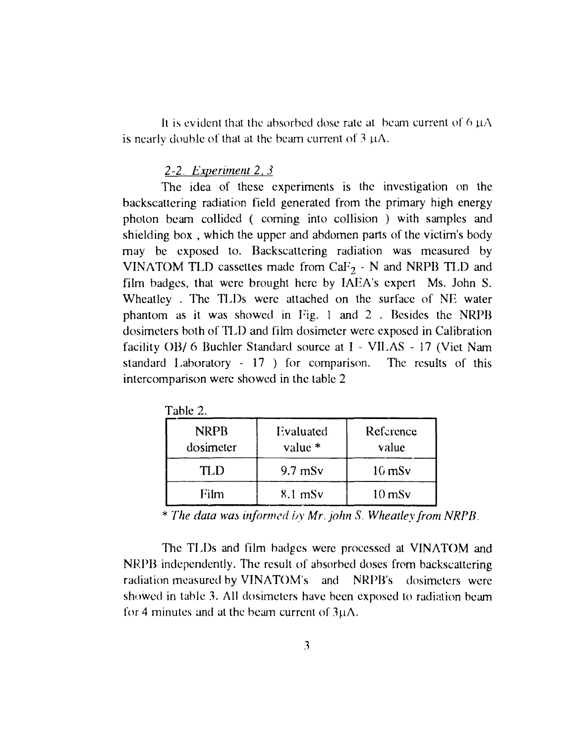It is evident that the absorbed dose rate at beam current of 6 μA is nearly double of that at the beam current of 3 μA.

### *2-2. Experiment 2, 3*

The idea of these experiments is the investigation on the backscattering radiation field generated from the primary high energy photon beam collided ( coming into collision ) with samples and shielding box , which the upper and abdomen parts of the victim's body may be exposed to. Backscattering radiation was measured by VINATOM TLD cassettes made from $CaF_2$ - N and NRPB TLD and film badges, that were brought here by IAEA's expert Ms. John S. Wheatley . The TLDs were attached on the surface of NE water phantom as it was showed in Fig. 1 and 2 . Besides the NRPB dosimeters both of TLD and film dosimeter were exposed in Calibration facility OB/ 6 Buchler Standard source at I - VILAS - 17 (Viet Nam standard Laboratory - 17 ) for comparison. The results of this intercomparison were showed in the table 2

Table 2.

| NRPB dosimeter | Evaluated value * | Reference value |
|---|---|---|
| TLD | 9.7 mSv | 10 mSv |
| Film | 8.1 mSv | 10 mSv |

\* *The data was informed by Mr. john S. Wheatley from NRPB.*

The TLDs and film badges were processed at VINATOM and NRPB independently. The result of absorbed doses from backscattering radiation measured by VINATOM's and NRPB's dosimeters were showed in table 3. All dosimeters have been exposed to radiation beam for 4 minutes and at the beam current of 3μA.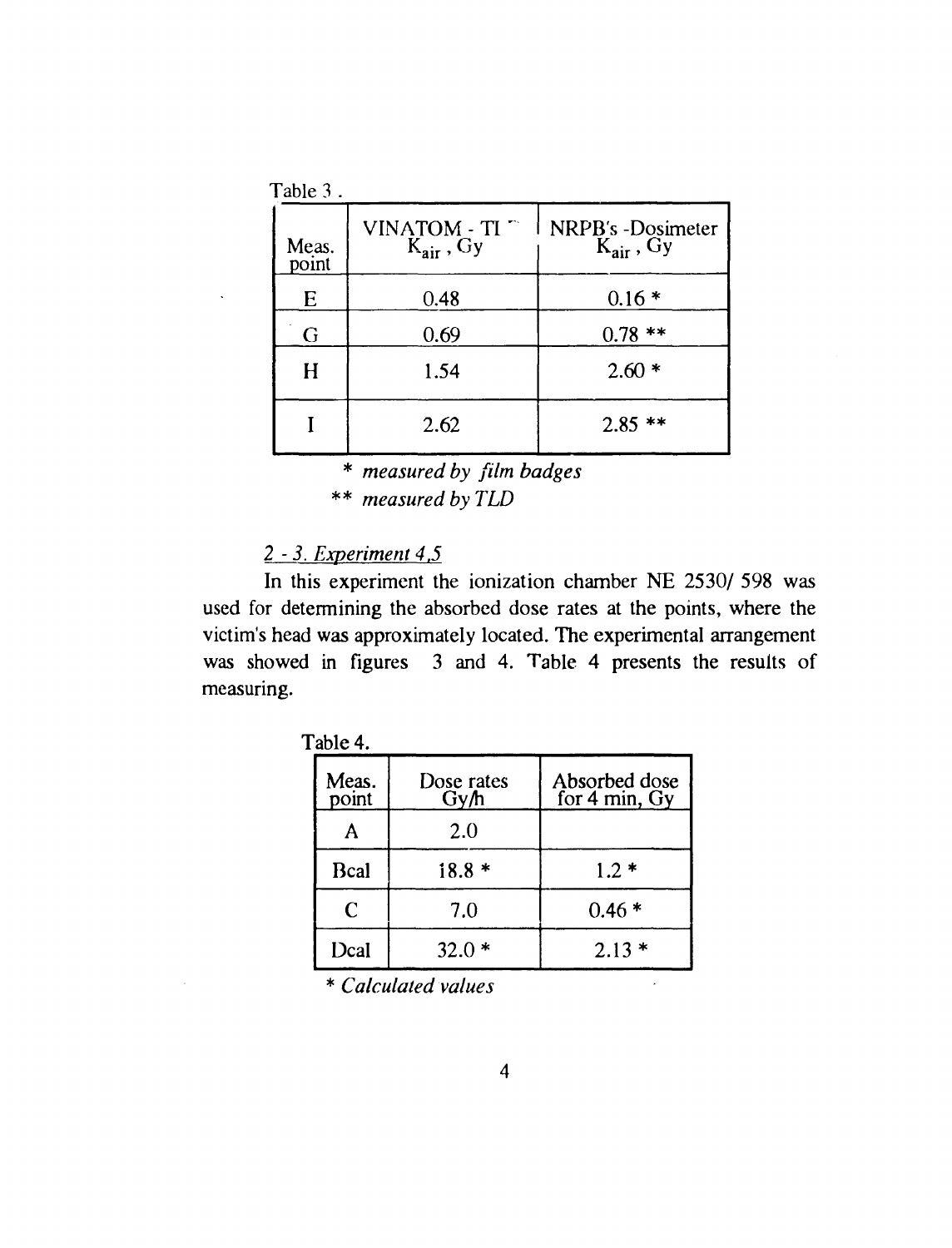Table 3 .

| Meas. point | VINATOM - TI $K_{air}$ , Gy | NRPB's -Dosimeter $K_{air}$ , Gy |
|---|---|---|
| E | 0.48 | 0.16 * |
| G | 0.69 | 0.78 ** |
| H | 1.54 | 2.60 * |
| I | 2.62 | 2.85 ** |

\* *measured by film badges*

\** *measured by TLD*

### 2 - 3. Experiment 4,5

In this experiment the ionization chamber NE 2530/ 598 was used for determining the absorbed dose rates at the points, where the victim's head was approximately located. The experimental arrangement was showed in figures 3 and 4. Table 4 presents the results of measuring.

Table 4.

| Meas. point | Dose rates Gy/h | Absorbed dose for 4 min, Gy |
|---|---|---|
| A | 2.0 | |
| Bcal | 18.8 * | 1.2 * |
| C | 7.0 | 0.46 * |
| Dcal | 32.0 * | 2.13 * |

\* *Calculated values*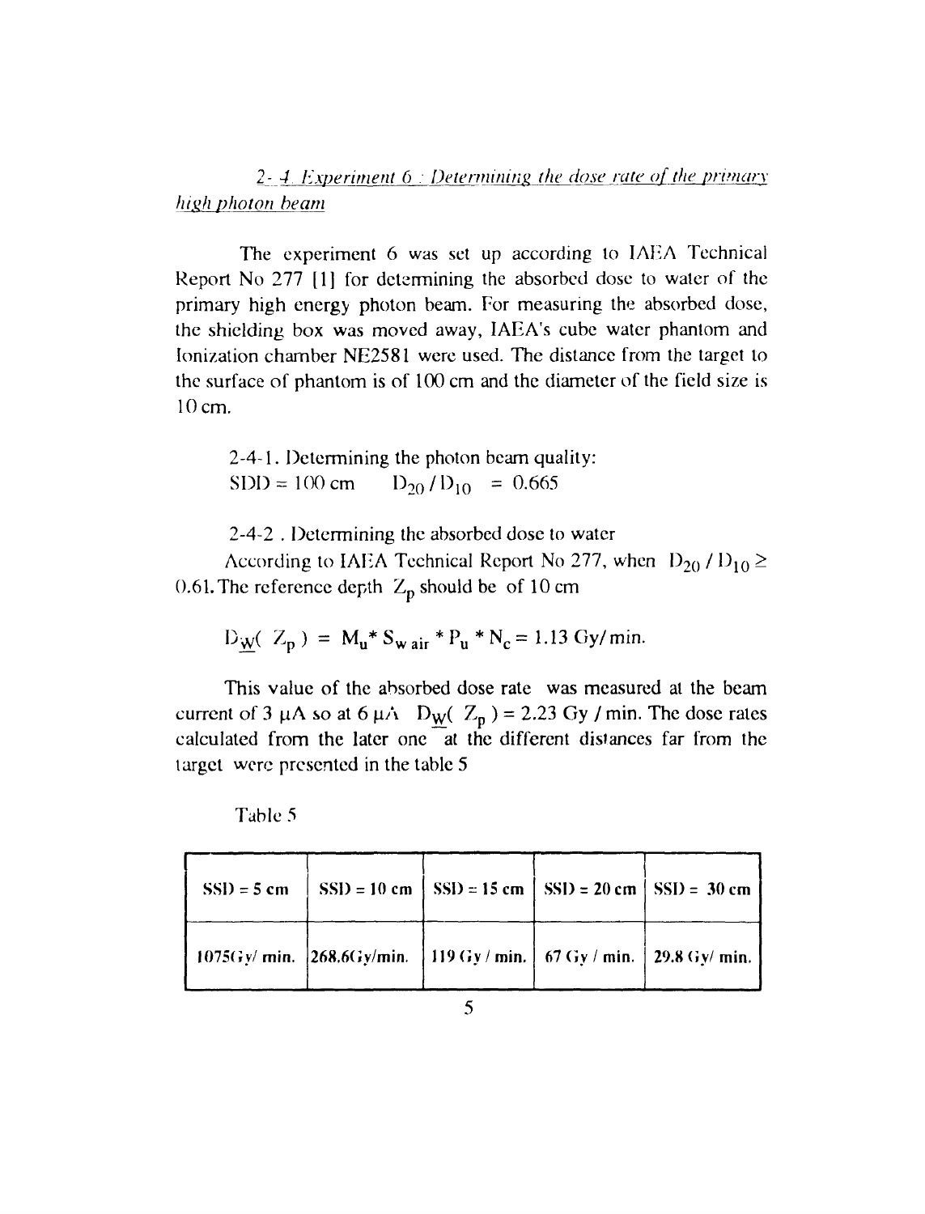## *2-4. Experiment 6 : Determining the dose rate of the primary high photon beam*

The experiment 6 was set up according to IAEA Technical Report No 277 [1] for determining the absorbed dose to water of the primary high energy photon beam. For measuring the absorbed dose, the shielding box was moved away, IAEA's cube water phantom and Ionization chamber NE2581 were used. The distance from the target to the surface of phantom is of 100 cm and the diameter of the field size is 10 cm.

2-4-1. Determining the photon beam quality:
SDD = 100 cm  $D_{20} / D_{10} = 0.665$

2-4-2 . Determining the absorbed dose to water

According to IAEA Technical Report No 277, when $D_{20} / D_{10} \geq 0.61$. The reference depth $Z_p$ should be of 10 cm

$$D_{\underline{W}}( Z_p ) = M_u * S_{w\,air} * P_u * N_c = 1.13 \text{ Gy/min.}$$

This value of the absorbed dose rate was measured at the beam current of 3 μA so at 6 μA $D_{\underline{W}}( Z_p ) = 2.23$ Gy / min. The dose rates calculated from the later one at the different distances far from the target were presented in the table 5

Table 5

| SSD = 5 cm | SSD = 10 cm | SSD = 15 cm | SSD = 20 cm | SSD = 30 cm |
|---|---|---|---|---|
| 1075Gy/ min. | 268.6Gy/min. | 119 Gy / min. | 67 Gy / min. | 29.8 Gy/ min. |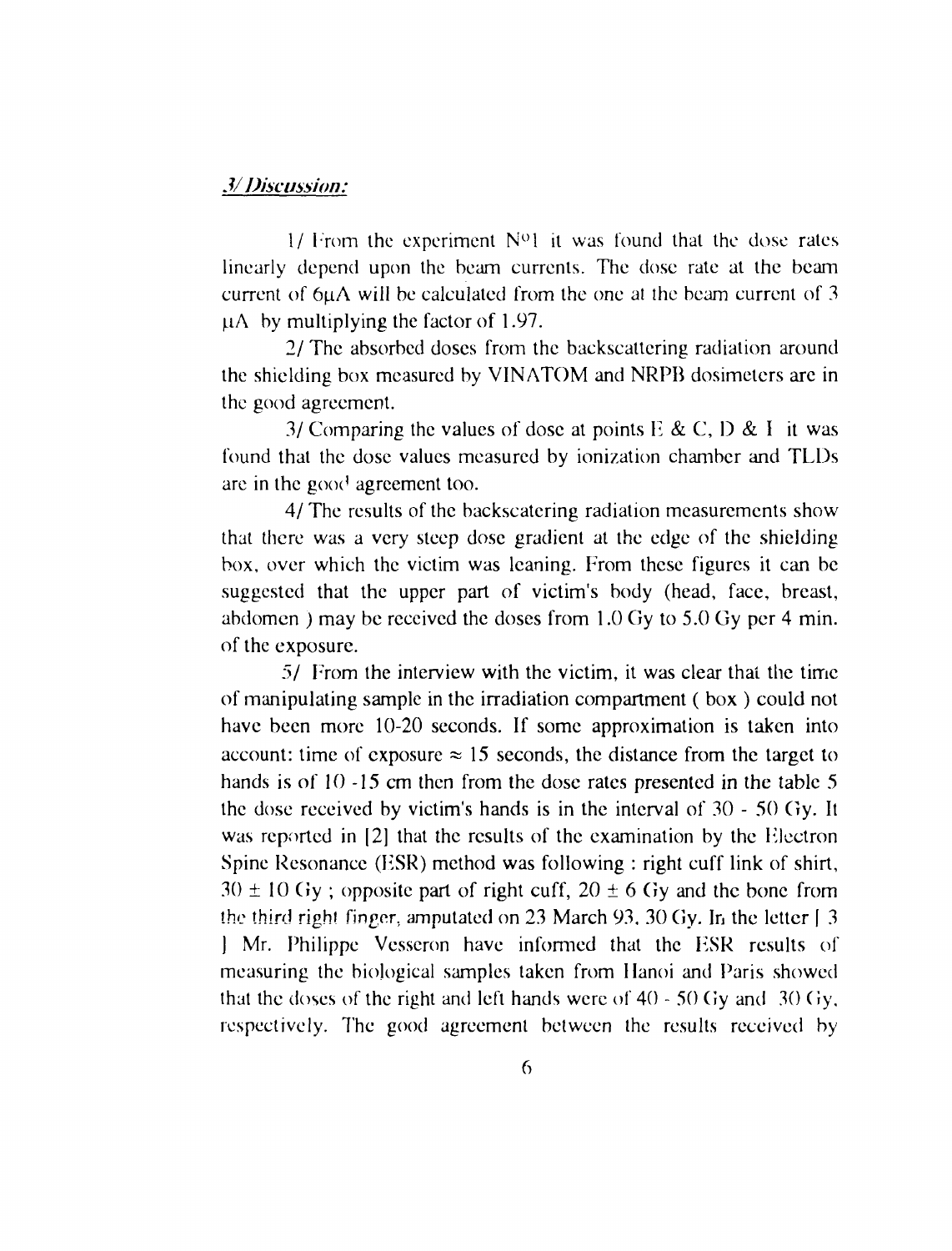### *3/ Discussion:*

1/ From the experiment N$^{o}$1 it was found that the dose rates linearly depend upon the beam currents. The dose rate at the beam current of 6μA will be calculated from the one at the beam current of 3 μA by multiplying the factor of 1.97.

2/ The absorbed doses from the backscattering radiation around the shielding box measured by VINATOM and NRPB dosimeters are in the good agreement.

3/ Comparing the values of dose at points E & C, D & I it was found that the dose values measured by ionization chamber and TLDs are in the good agreement too.

4/ The results of the backscatering radiation measurements show that there was a very steep dose gradient at the edge of the shielding box, over which the victim was leaning. From these figures it can be suggested that the upper part of victim's body (head, face, breast, abdomen ) may be received the doses from 1.0 Gy to 5.0 Gy per 4 min. of the exposure.

5/ From the interview with the victim, it was clear that the time of manipulating sample in the irradiation compartment ( box ) could not have been more 10-20 seconds. If some approximation is taken into account: time of exposure ≈ 15 seconds, the distance from the target to hands is of 10 -15 cm then from the dose rates presented in the table 5 the dose received by victim's hands is in the interval of 30 - 50 Gy. It was reported in [2] that the results of the examination by the Electron Spine Resonance (ESR) method was following : right cuff link of shirt, 30 ± 10 Gy ; opposite part of right cuff, 20 ± 6 Gy and the bone from the third right finger, amputated on 23 March 93, 30 Gy. In the letter [ 3 ] Mr. Philippe Vesseron have informed that the ESR results of measuring the biological samples taken from Hanoi and Paris showed that the doses of the right and left hands were of 40 - 50 Gy and 30 Gy, respectively. The good agreement between the results received by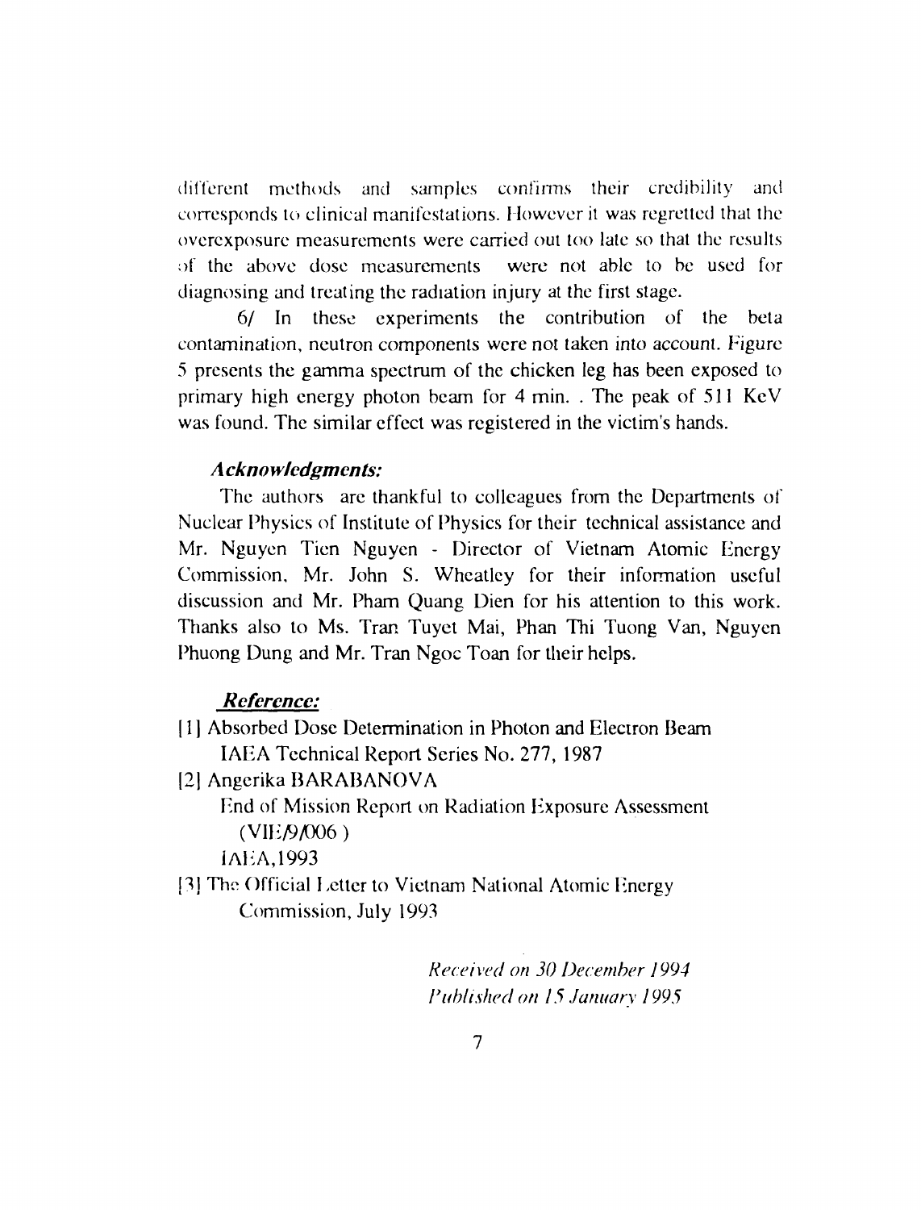different methods and samples confirms their credibility and corresponds to clinical manifestations. However it was regretted that the overexposure measurements were carried out too late so that the results of the above dose measurements were not able to be used for diagnosing and treating the radiation injury at the first stage.

6/ In these experiments the contribution of the beta contamination, neutron components were not taken into account. Figure 5 presents the gamma spectrum of the chicken leg has been exposed to primary high energy photon beam for 4 min. . The peak of 511 KeV was found. The similar effect was registered in the victim's hands.

### *Acknowledgments:*

The authors are thankful to colleagues from the Departments of Nuclear Physics of Institute of Physics for their technical assistance and Mr. Nguyen Tien Nguyen - Director of Vietnam Atomic Energy Commission, Mr. John S. Wheatley for their information useful discussion and Mr. Pham Quang Dien for his attention to this work. Thanks also to Ms. Tran Tuyet Mai, Phan Thi Tuong Van, Nguyen Phuong Dung and Mr. Tran Ngoc Toan for their helps.

### *Reference:*

[1] Absorbed Dose Determination in Photon and Electron Beam
IAEA Technical Report Series No. 277, 1987

[2] Angerika BARABANOVA
End of Mission Report on Radiation Exposure Assessment
(VIE/9/006 )
IAEA,1993

[3] The Official Letter to Vietnam National Atomic Energy
Commission, July 1993

*Received on 30 December 1994*
*Published on 15 January 1995*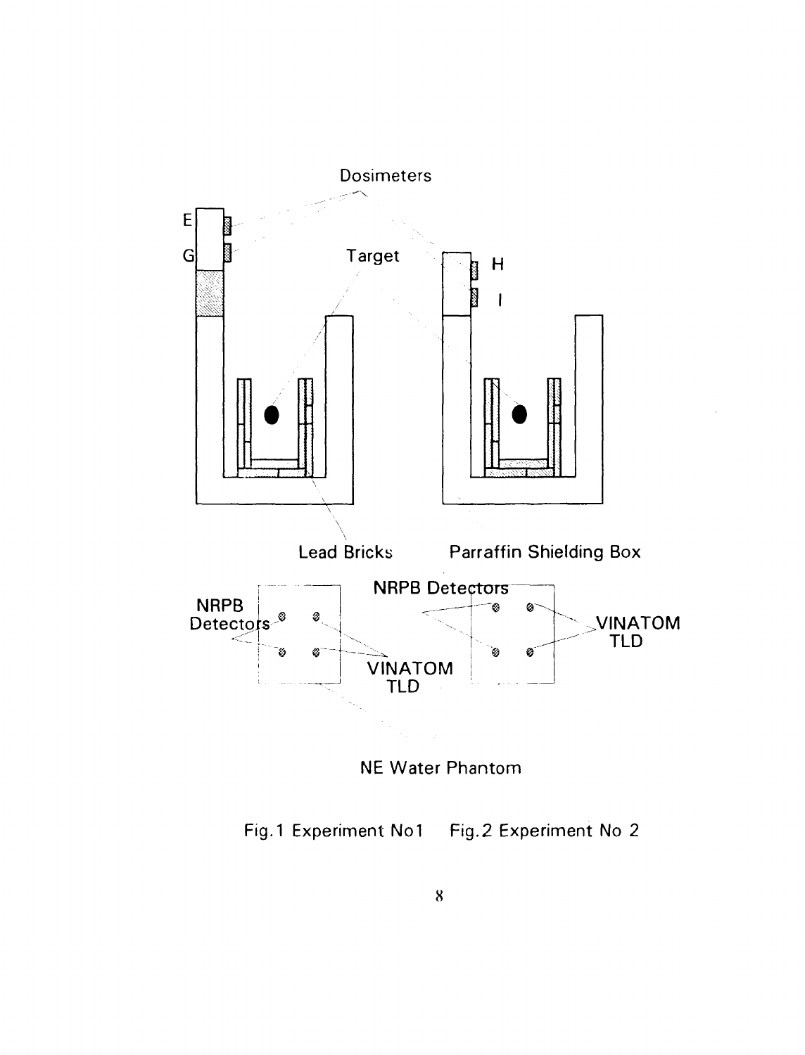Dosimeters

E

G

Target

H

I

Lead Bricks

Parraffin Shielding Box

NRPB Detectors

NRPB Detectors

VINATOM TLD

VINATOM TLD

NE Water Phantom

Fig.1 Experiment No1 Fig.2 Experiment No 2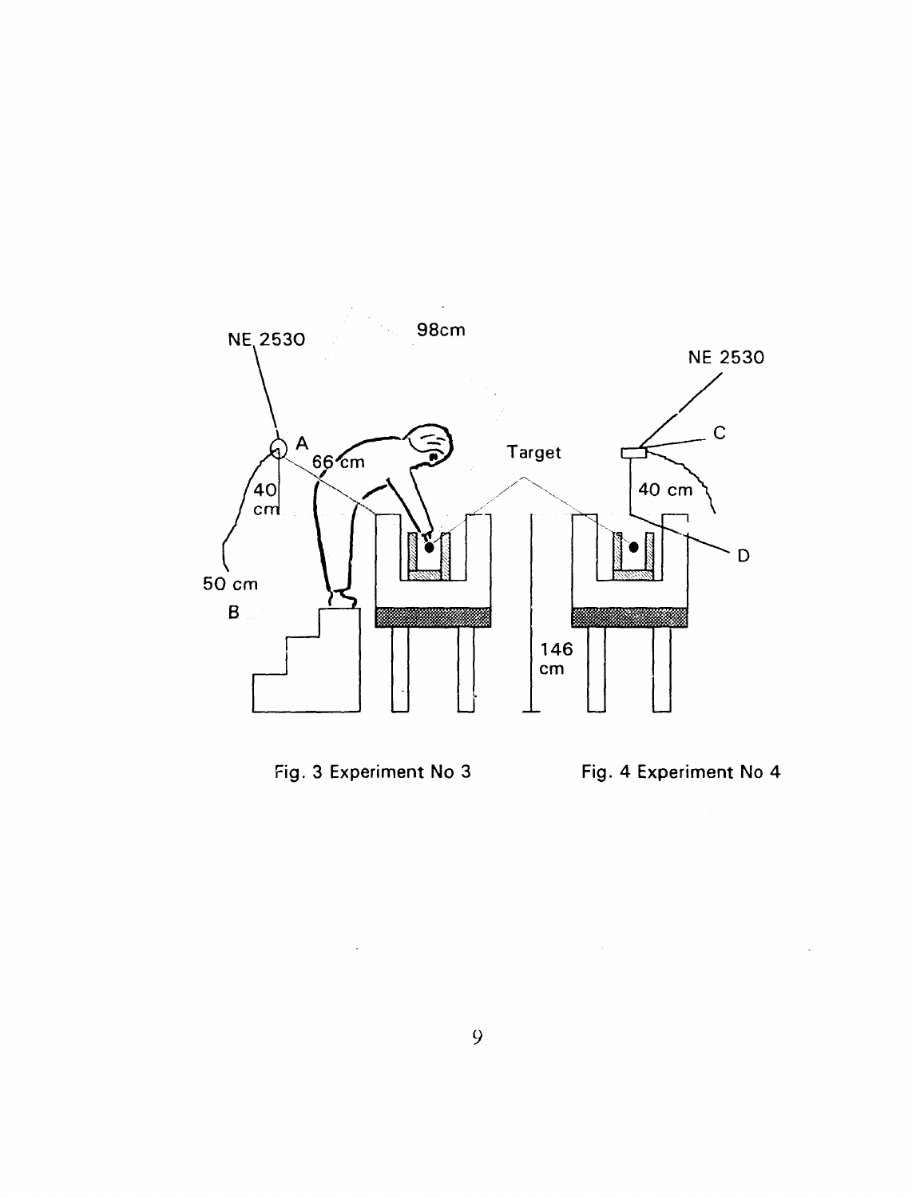Fig. 3 Experiment No 3

Fig. 4 Experiment No 4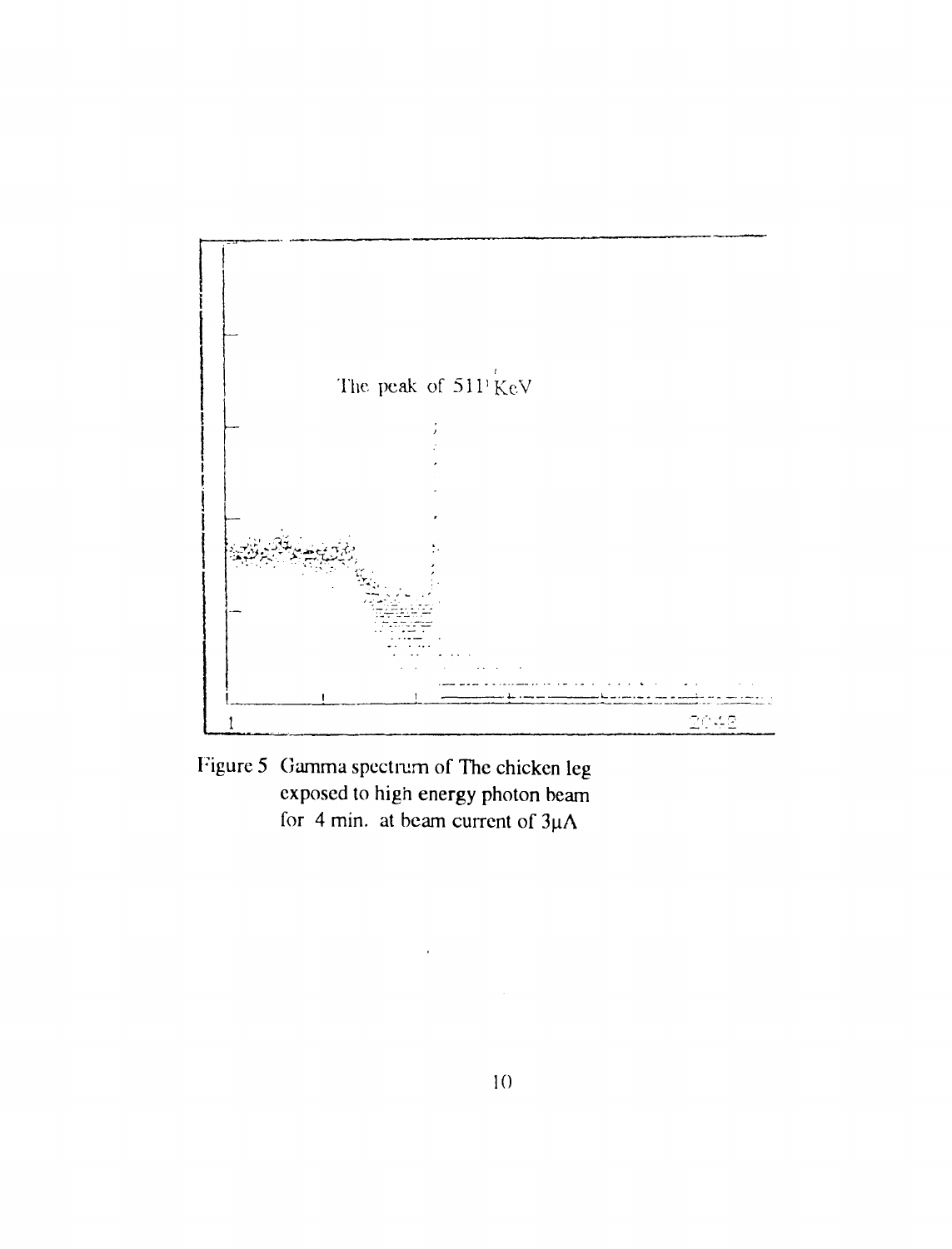The peak of 511 KeV

1

2048

Figure 5 Gamma spectrum of The chicken leg exposed to high energy photon beam for 4 min. at beam current of 3μA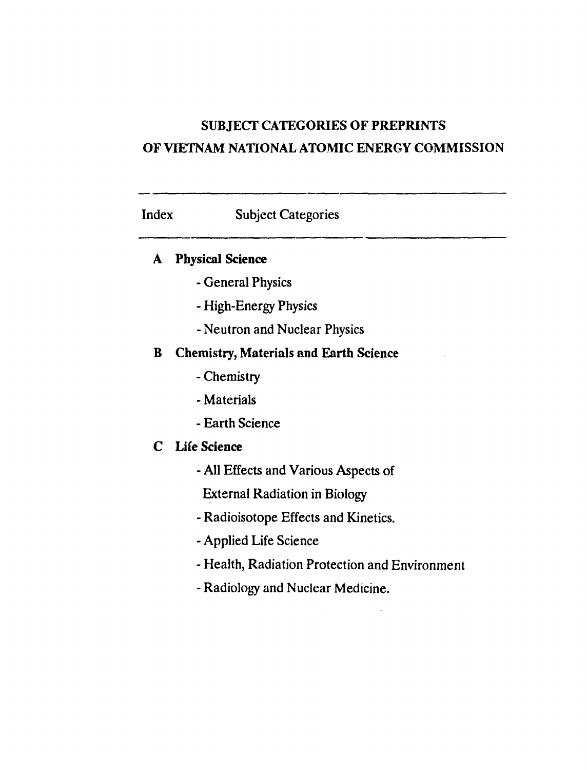# SUBJECT CATEGORIES OF PREPRINTS
# OF VIETNAM NATIONAL ATOMIC ENERGY COMMISSION

| Index | Subject Categories |
|---|---|
| **A** | **Physical Science** |
| | - General Physics |
| | - High-Energy Physics |
| | - Neutron and Nuclear Physics |
| **B** | **Chemistry, Materials and Earth Science** |
| | - Chemistry |
| | - Materials |
| | - Earth Science |
| **C** | **Life Science** |
| | - All Effects and Various Aspects of External Radiation in Biology |
| | - Radioisotope Effects and Kinetics. |
| | - Applied Life Science |
| | - Health, Radiation Protection and Environment |
| | - Radiology and Nuclear Medicine. |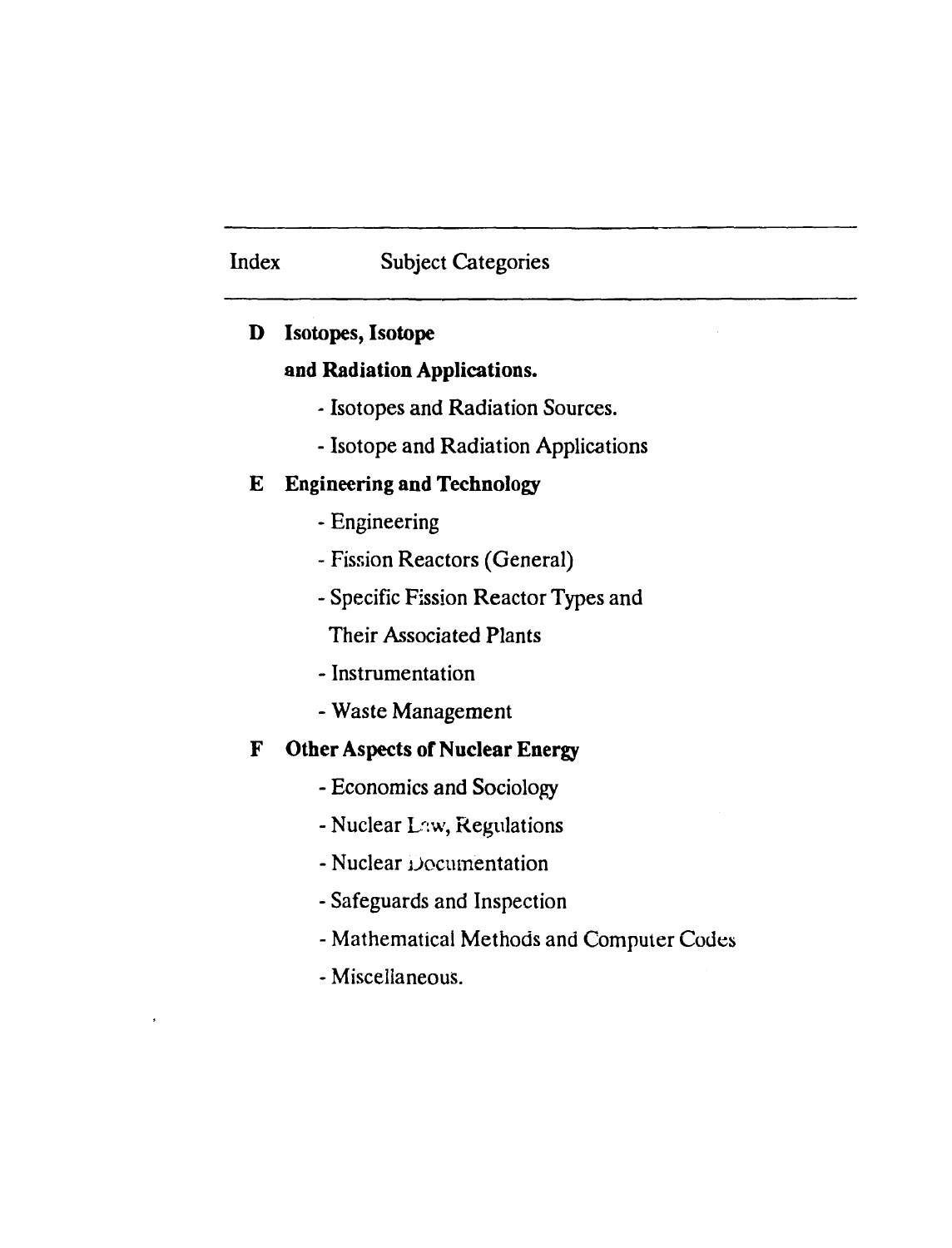| Index | Subject Categories |
|---|---|

**D Isotopes, Isotope and Radiation Applications.**

- Isotopes and Radiation Sources.
- Isotope and Radiation Applications

**E Engineering and Technology**

- Engineering
- Fission Reactors (General)
- Specific Fission Reactor Types and Their Associated Plants
- Instrumentation
- Waste Management

**F Other Aspects of Nuclear Energy**

- Economics and Sociology
- Nuclear Law, Regulations
- Nuclear Documentation
- Safeguards and Inspection
- Mathematical Methods and Computer Codes
- Miscellaneous.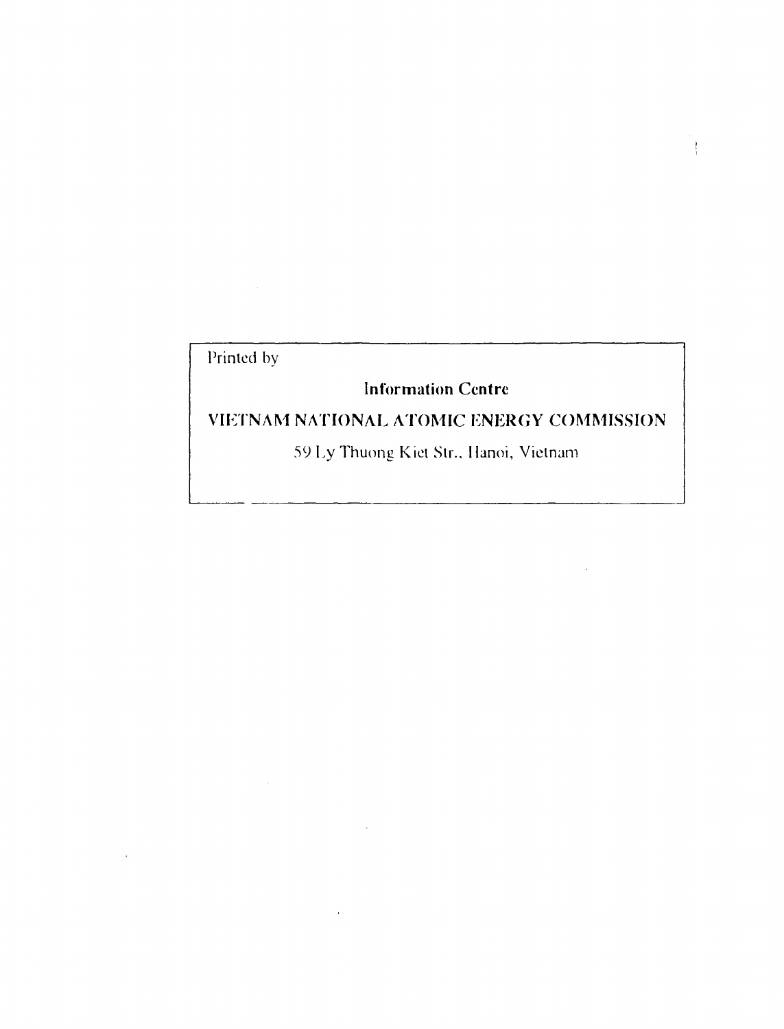Printed by

**Information Centre**

VIETNAM NATIONAL ATOMIC ENERGY COMMISSION

59 Ly Thuong Kiet Str., Hanoi, Vietnam